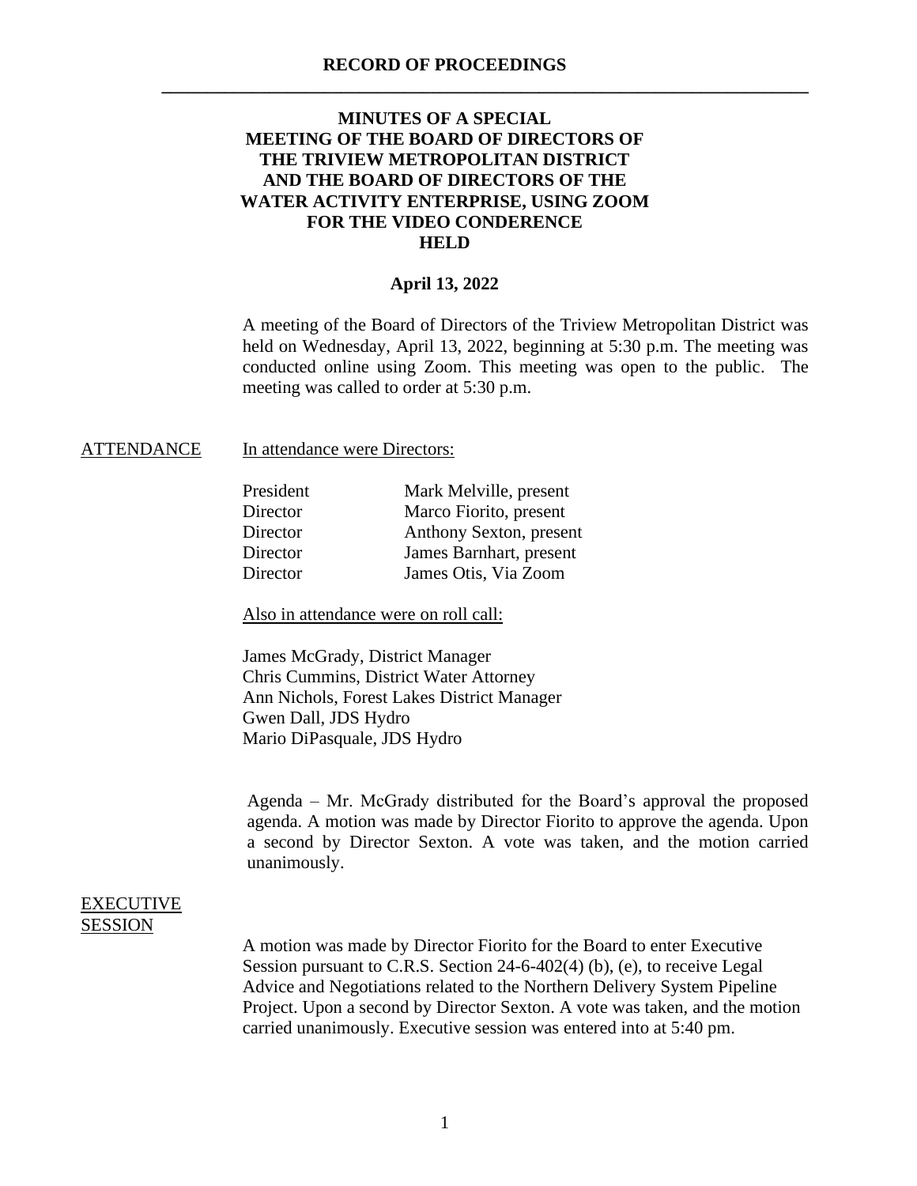# RECORD OF PROCEEDINGS

## MINUTES OF A SPECIAL MEETING OF THE BOARD OF DIRECTORS OF THE TRIVIEW METROPOLITAN DISTRICT AND THE BOARD OF DIRECTORS OF THE WATER ACTIVITY ENTERPRISE, USING ZOOM FOR THE VIDEO CONDERENCE HELD

**April 13, 2022**

A meeting of the Board of Directors of the Triview Metropolitan District was held on Wednesday, April 13, 2022, beginning at 5:30 p.m. The meeting was conducted online using Zoom. This meeting was open to the public. The meeting was called to order at 5:30 p.m.

### ATTENDANCE

In attendance were Directors:

| | |
|---|---|
| President | Mark Melville, present |
| Director | Marco Fiorito, present |
| Director | Anthony Sexton, present |
| Director | James Barnhart, present |
| Director | James Otis, Via Zoom |

Also in attendance were on roll call:

James McGrady, District Manager
Chris Cummins, District Water Attorney
Ann Nichols, Forest Lakes District Manager
Gwen Dall, JDS Hydro
Mario DiPasquale, JDS Hydro

Agenda – Mr. McGrady distributed for the Board's approval the proposed agenda. A motion was made by Director Fiorito to approve the agenda. Upon a second by Director Sexton. A vote was taken, and the motion carried unanimously.

### EXECUTIVE SESSION

A motion was made by Director Fiorito for the Board to enter Executive Session pursuant to C.R.S. Section 24-6-402(4) (b), (e), to receive Legal Advice and Negotiations related to the Northern Delivery System Pipeline Project. Upon a second by Director Sexton. A vote was taken, and the motion carried unanimously. Executive session was entered into at 5:40 pm.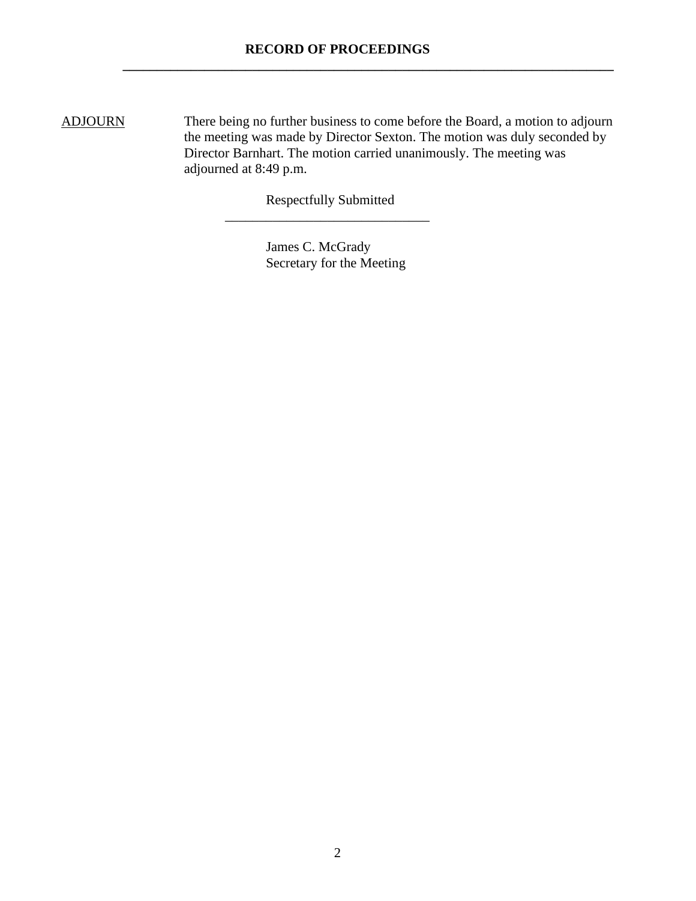**RECORD OF PROCEEDINGS**

---

<u>ADJOURN</u> There being no further business to come before the Board, a motion to adjourn the meeting was made by Director Sexton. The motion was duly seconded by Director Barnhart. The motion carried unanimously. The meeting was adjourned at 8:49 p.m.

Respectfully Submitted

______________________________

James C. McGrady
Secretary for the Meeting